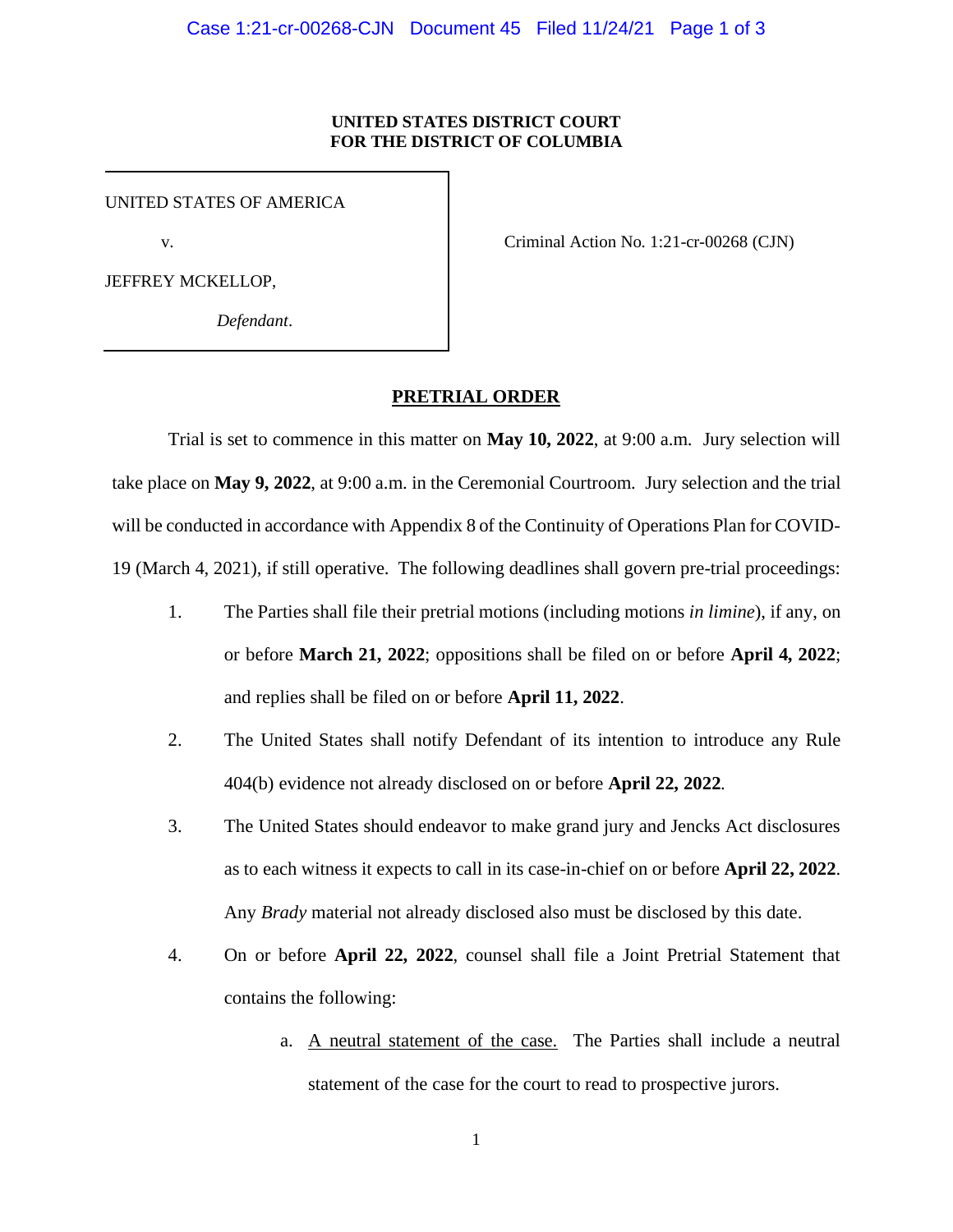**UNITED STATES DISTRICT COURT**
**FOR THE DISTRICT OF COLUMBIA**

UNITED STATES OF AMERICA

v.

JEFFREY MCKELLOP,

*Defendant*.

Criminal Action No. 1:21-cr-00268 (CJN)

**PRETRIAL ORDER**

Trial is set to commence in this matter on **May 10, 2022**, at 9:00 a.m. Jury selection will take place on **May 9, 2022**, at 9:00 a.m. in the Ceremonial Courtroom. Jury selection and the trial will be conducted in accordance with Appendix 8 of the Continuity of Operations Plan for COVID-19 (March 4, 2021), if still operative. The following deadlines shall govern pre-trial proceedings:

1. The Parties shall file their pretrial motions (including motions *in limine*), if any, on or before **March 21, 2022**; oppositions shall be filed on or before **April 4, 2022**; and replies shall be filed on or before **April 11, 2022**.

2. The United States shall notify Defendant of its intention to introduce any Rule 404(b) evidence not already disclosed on or before **April 22, 2022**.

3. The United States should endeavor to make grand jury and Jencks Act disclosures as to each witness it expects to call in its case-in-chief on or before **April 22, 2022**. Any *Brady* material not already disclosed also must be disclosed by this date.

4. On or before **April 22, 2022**, counsel shall file a Joint Pretrial Statement that contains the following:

    a. A neutral statement of the case. The Parties shall include a neutral statement of the case for the court to read to prospective jurors.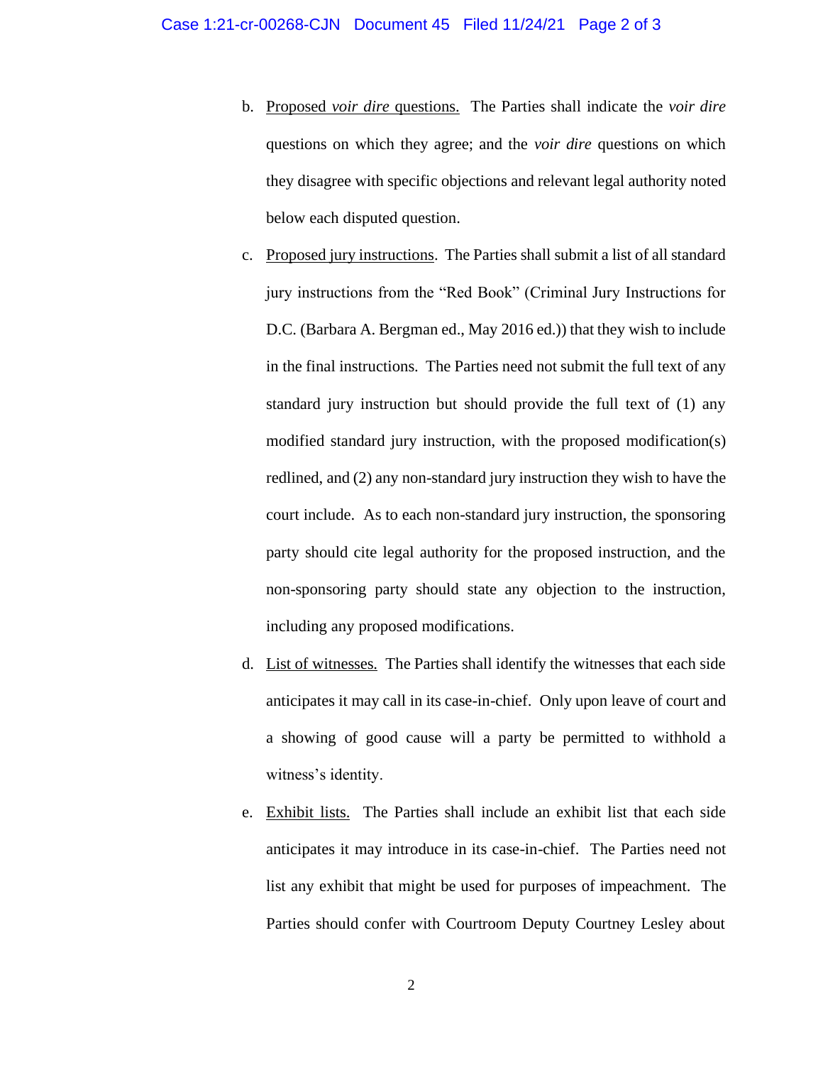b. Proposed *voir dire* questions. The Parties shall indicate the *voir dire* questions on which they agree; and the *voir dire* questions on which they disagree with specific objections and relevant legal authority noted below each disputed question.

c. Proposed jury instructions. The Parties shall submit a list of all standard jury instructions from the "Red Book" (Criminal Jury Instructions for D.C. (Barbara A. Bergman ed., May 2016 ed.)) that they wish to include in the final instructions. The Parties need not submit the full text of any standard jury instruction but should provide the full text of (1) any modified standard jury instruction, with the proposed modification(s) redlined, and (2) any non-standard jury instruction they wish to have the court include. As to each non-standard jury instruction, the sponsoring party should cite legal authority for the proposed instruction, and the non-sponsoring party should state any objection to the instruction, including any proposed modifications.

d. List of witnesses. The Parties shall identify the witnesses that each side anticipates it may call in its case-in-chief. Only upon leave of court and a showing of good cause will a party be permitted to withhold a witness's identity.

e. Exhibit lists. The Parties shall include an exhibit list that each side anticipates it may introduce in its case-in-chief. The Parties need not list any exhibit that might be used for purposes of impeachment. The Parties should confer with Courtroom Deputy Courtney Lesley about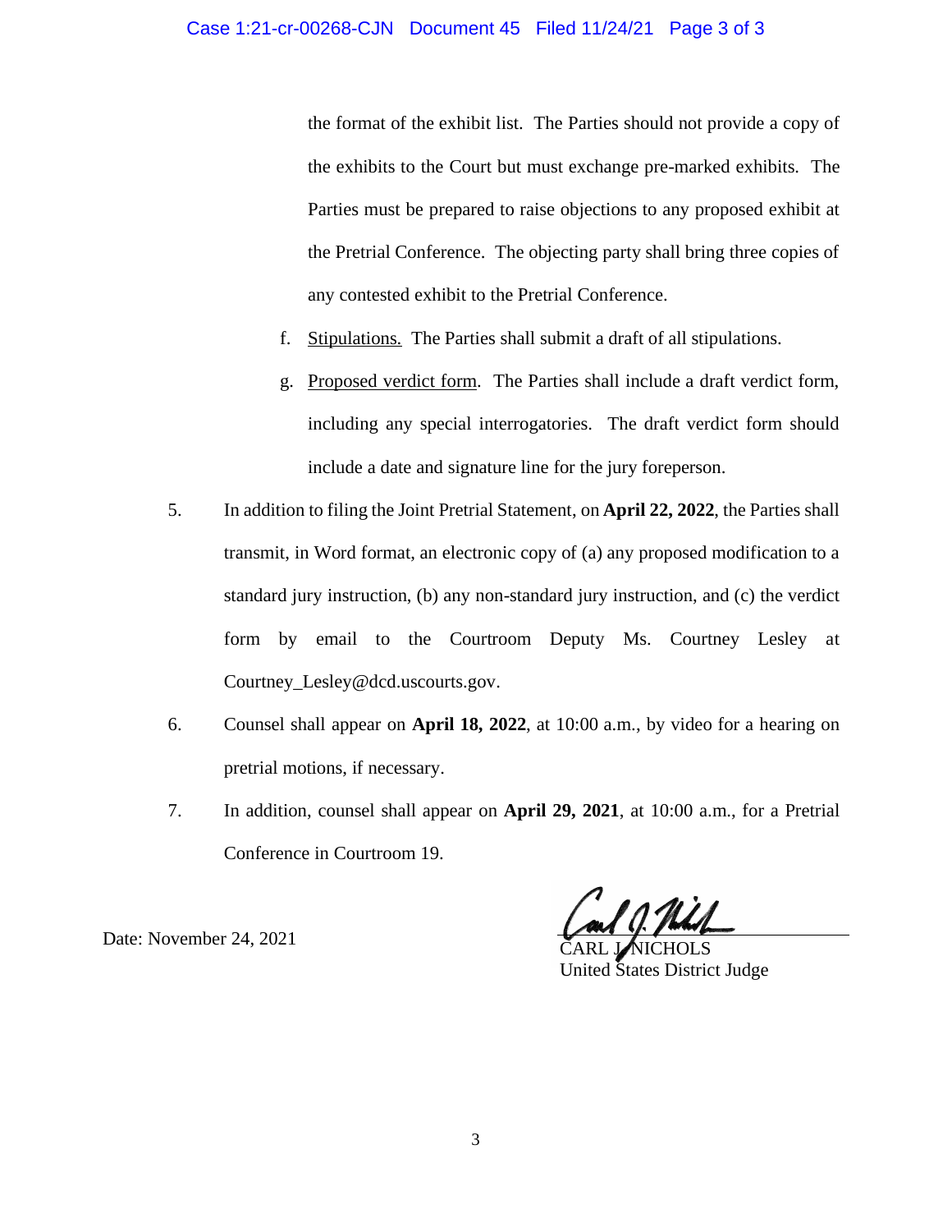the format of the exhibit list. The Parties should not provide a copy of the exhibits to the Court but must exchange pre-marked exhibits. The Parties must be prepared to raise objections to any proposed exhibit at the Pretrial Conference. The objecting party shall bring three copies of any contested exhibit to the Pretrial Conference.

f. Stipulations. The Parties shall submit a draft of all stipulations.

g. Proposed verdict form. The Parties shall include a draft verdict form, including any special interrogatories. The draft verdict form should include a date and signature line for the jury foreperson.

5. In addition to filing the Joint Pretrial Statement, on **April 22, 2022**, the Parties shall transmit, in Word format, an electronic copy of (a) any proposed modification to a standard jury instruction, (b) any non-standard jury instruction, and (c) the verdict form by email to the Courtroom Deputy Ms. Courtney Lesley at Courtney_Lesley@dcd.uscourts.gov.

6. Counsel shall appear on **April 18, 2022**, at 10:00 a.m., by video for a hearing on pretrial motions, if necessary.

7. In addition, counsel shall appear on **April 29, 2021**, at 10:00 a.m., for a Pretrial Conference in Courtroom 19.

Date: November 24, 2021

CARL J. NICHOLS
United States District Judge